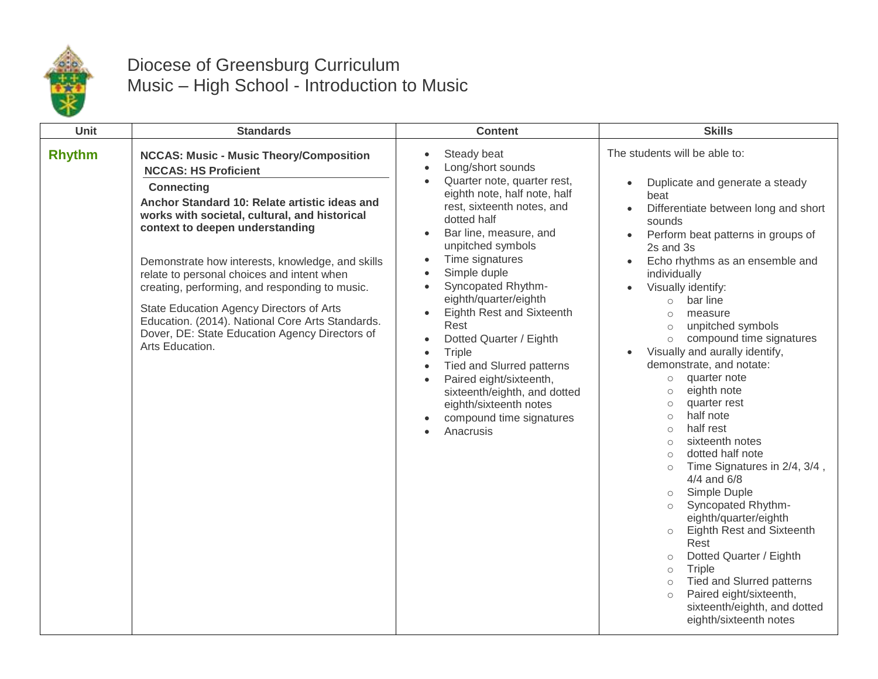# Diocese of Greensburg Curriculum
## Music – High School - Introduction to Music

| Unit | Standards | Content | Skills |
|---|---|---|---|
| **Rhythm** | **NCCAS: Music - Music Theory/Composition**<br>**NCCAS: HS Proficient**<br>**Connecting**<br>**Anchor Standard 10: Relate artistic ideas and works with societal, cultural, and historical context to deepen understanding**<br><br>Demonstrate how interests, knowledge, and skills relate to personal choices and intent when creating, performing, and responding to music.<br><br>State Education Agency Directors of Arts Education. (2014). National Core Arts Standards. Dover, DE: State Education Agency Directors of Arts Education. | • Steady beat<br>• Long/short sounds<br>• Quarter note, quarter rest, eighth note, half note, half rest, sixteenth notes, and dotted half<br>• Bar line, measure, and unpitched symbols<br>• Time signatures<br>• Simple duple<br>• Syncopated Rhythm- eighth/quarter/eighth<br>• Eighth Rest and Sixteenth Rest<br>• Dotted Quarter / Eighth<br>• Triple<br>• Tied and Slurred patterns<br>• Paired eight/sixteenth, sixteenth/eighth, and dotted eighth/sixteenth notes<br>• compound time signatures<br>• Anacrusis | The students will be able to:<br><br>• Duplicate and generate a steady beat<br>• Differentiate between long and short sounds<br>• Perform beat patterns in groups of 2s and 3s<br>• Echo rhythms as an ensemble and individually<br>• Visually identify:<br>&nbsp;&nbsp;&nbsp;&nbsp;○ bar line<br>&nbsp;&nbsp;&nbsp;&nbsp;○ measure<br>&nbsp;&nbsp;&nbsp;&nbsp;○ unpitched symbols<br>&nbsp;&nbsp;&nbsp;&nbsp;○ compound time signatures<br>• Visually and aurally identify, demonstrate, and notate:<br>&nbsp;&nbsp;&nbsp;&nbsp;○ quarter note<br>&nbsp;&nbsp;&nbsp;&nbsp;○ eighth note<br>&nbsp;&nbsp;&nbsp;&nbsp;○ quarter rest<br>&nbsp;&nbsp;&nbsp;&nbsp;○ half note<br>&nbsp;&nbsp;&nbsp;&nbsp;○ half rest<br>&nbsp;&nbsp;&nbsp;&nbsp;○ sixteenth notes<br>&nbsp;&nbsp;&nbsp;&nbsp;○ dotted half note<br>&nbsp;&nbsp;&nbsp;&nbsp;○ Time Signatures in 2/4, 3/4 , 4/4 and 6/8<br>&nbsp;&nbsp;&nbsp;&nbsp;○ Simple Duple<br>&nbsp;&nbsp;&nbsp;&nbsp;○ Syncopated Rhythm- eighth/quarter/eighth<br>&nbsp;&nbsp;&nbsp;&nbsp;○ Eighth Rest and Sixteenth Rest<br>&nbsp;&nbsp;&nbsp;&nbsp;○ Dotted Quarter / Eighth<br>&nbsp;&nbsp;&nbsp;&nbsp;○ Triple<br>&nbsp;&nbsp;&nbsp;&nbsp;○ Tied and Slurred patterns<br>&nbsp;&nbsp;&nbsp;&nbsp;○ Paired eight/sixteenth, sixteenth/eighth, and dotted eighth/sixteenth notes |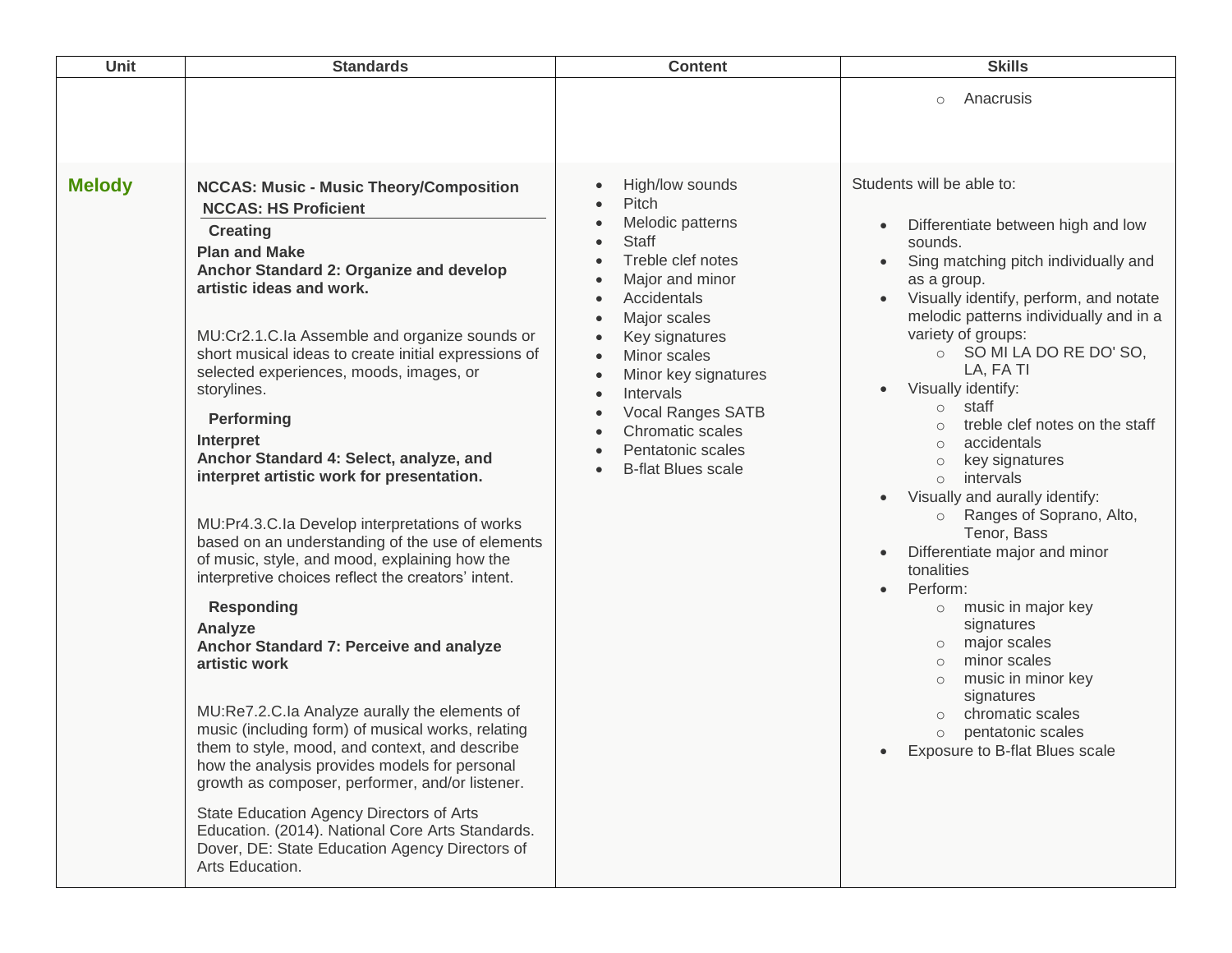| Unit | Standards | Content | Skills |
| --- | --- | --- | --- |
| | | | ○ Anacrusis |
| **Melody** | **NCCAS: Music - Music Theory/Composition**<br>**NCCAS: HS Proficient**<br>**Creating**<br>**Plan and Make**<br>**Anchor Standard 2: Organize and develop artistic ideas and work.**<br><br>MU:Cr2.1.C.Ia Assemble and organize sounds or short musical ideas to create initial expressions of selected experiences, moods, images, or storylines.<br><br>**Performing**<br>**Interpret**<br>**Anchor Standard 4: Select, analyze, and interpret artistic work for presentation.**<br><br>MU:Pr4.3.C.Ia Develop interpretations of works based on an understanding of the use of elements of music, style, and mood, explaining how the interpretive choices reflect the creators' intent.<br><br>**Responding**<br>**Analyze**<br>**Anchor Standard 7: Perceive and analyze artistic work**<br><br>MU:Re7.2.C.Ia Analyze aurally the elements of music (including form) of musical works, relating them to style, mood, and context, and describe how the analysis provides models for personal growth as composer, performer, and/or listener.<br><br>State Education Agency Directors of Arts Education. (2014). National Core Arts Standards. Dover, DE: State Education Agency Directors of Arts Education. | • High/low sounds<br>• Pitch<br>• Melodic patterns<br>• Staff<br>• Treble clef notes<br>• Major and minor<br>• Accidentals<br>• Major scales<br>• Key signatures<br>• Minor scales<br>• Minor key signatures<br>• Intervals<br>• Vocal Ranges SATB<br>• Chromatic scales<br>• Pentatonic scales<br>• B-flat Blues scale | Students will be able to:<br><br>• Differentiate between high and low sounds.<br>• Sing matching pitch individually and as a group.<br>• Visually identify, perform, and notate melodic patterns individually and in a variety of groups:<br>  ○ SO MI LA DO RE DO' SO, LA, FA TI<br>• Visually identify:<br>  ○ staff<br>  ○ treble clef notes on the staff<br>  ○ accidentals<br>  ○ key signatures<br>  ○ intervals<br>• Visually and aurally identify:<br>  ○ Ranges of Soprano, Alto, Tenor, Bass<br>• Differentiate major and minor tonalities<br>• Perform:<br>  ○ music in major key signatures<br>  ○ major scales<br>  ○ minor scales<br>  ○ music in minor key signatures<br>  ○ chromatic scales<br>  ○ pentatonic scales<br>• Exposure to B-flat Blues scale |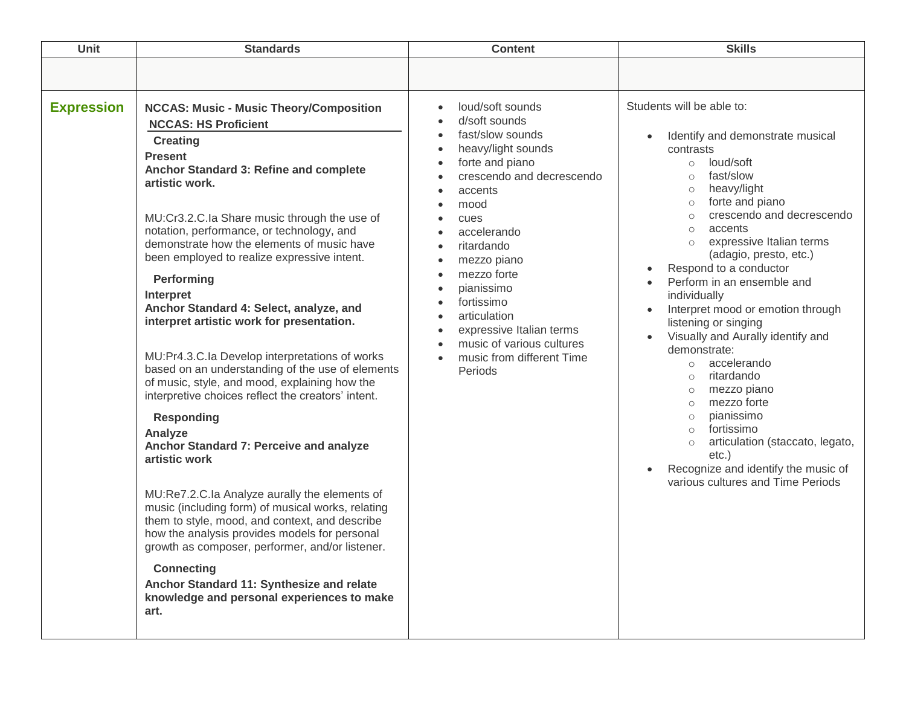| Unit | Standards | Content | Skills |
|---|---|---|---|
| | | | |
| **Expression** | **NCCAS: Music - Music Theory/Composition**<br>**NCCAS: HS Proficient**<br>**Creating**<br>**Present**<br>**Anchor Standard 3: Refine and complete artistic work.**<br><br>MU:Cr3.2.C.Ia Share music through the use of notation, performance, or technology, and demonstrate how the elements of music have been employed to realize expressive intent.<br><br>**Performing**<br>**Interpret**<br>**Anchor Standard 4: Select, analyze, and interpret artistic work for presentation.**<br><br>MU:Pr4.3.C.Ia Develop interpretations of works based on an understanding of the use of elements of music, style, and mood, explaining how the interpretive choices reflect the creators' intent.<br><br>**Responding**<br>**Analyze**<br>**Anchor Standard 7: Perceive and analyze artistic work**<br><br>MU:Re7.2.C.Ia Analyze aurally the elements of music (including form) of musical works, relating them to style, mood, and context, and describe how the analysis provides models for personal growth as composer, performer, and/or listener.<br><br>**Connecting**<br>**Anchor Standard 11: Synthesize and relate knowledge and personal experiences to make art.** | • loud/soft sounds<br>• d/soft sounds<br>• fast/slow sounds<br>• heavy/light sounds<br>• forte and piano<br>• crescendo and decrescendo<br>• accents<br>• mood<br>• cues<br>• accelerando<br>• ritardando<br>• mezzo piano<br>• mezzo forte<br>• pianissimo<br>• fortissimo<br>• articulation<br>• expressive Italian terms<br>• music of various cultures<br>• music from different Time Periods | Students will be able to:<br><br>• Identify and demonstrate musical contrasts<br>&nbsp;&nbsp;&nbsp;&nbsp;○ loud/soft<br>&nbsp;&nbsp;&nbsp;&nbsp;○ fast/slow<br>&nbsp;&nbsp;&nbsp;&nbsp;○ heavy/light<br>&nbsp;&nbsp;&nbsp;&nbsp;○ forte and piano<br>&nbsp;&nbsp;&nbsp;&nbsp;○ crescendo and decrescendo<br>&nbsp;&nbsp;&nbsp;&nbsp;○ accents<br>&nbsp;&nbsp;&nbsp;&nbsp;○ expressive Italian terms (adagio, presto, etc.)<br>• Respond to a conductor<br>• Perform in an ensemble and individually<br>• Interpret mood or emotion through listening or singing<br>• Visually and Aurally identify and demonstrate:<br>&nbsp;&nbsp;&nbsp;&nbsp;○ accelerando<br>&nbsp;&nbsp;&nbsp;&nbsp;○ ritardando<br>&nbsp;&nbsp;&nbsp;&nbsp;○ mezzo piano<br>&nbsp;&nbsp;&nbsp;&nbsp;○ mezzo forte<br>&nbsp;&nbsp;&nbsp;&nbsp;○ pianissimo<br>&nbsp;&nbsp;&nbsp;&nbsp;○ fortissimo<br>&nbsp;&nbsp;&nbsp;&nbsp;○ articulation (staccato, legato, etc.)<br>• Recognize and identify the music of various cultures and Time Periods |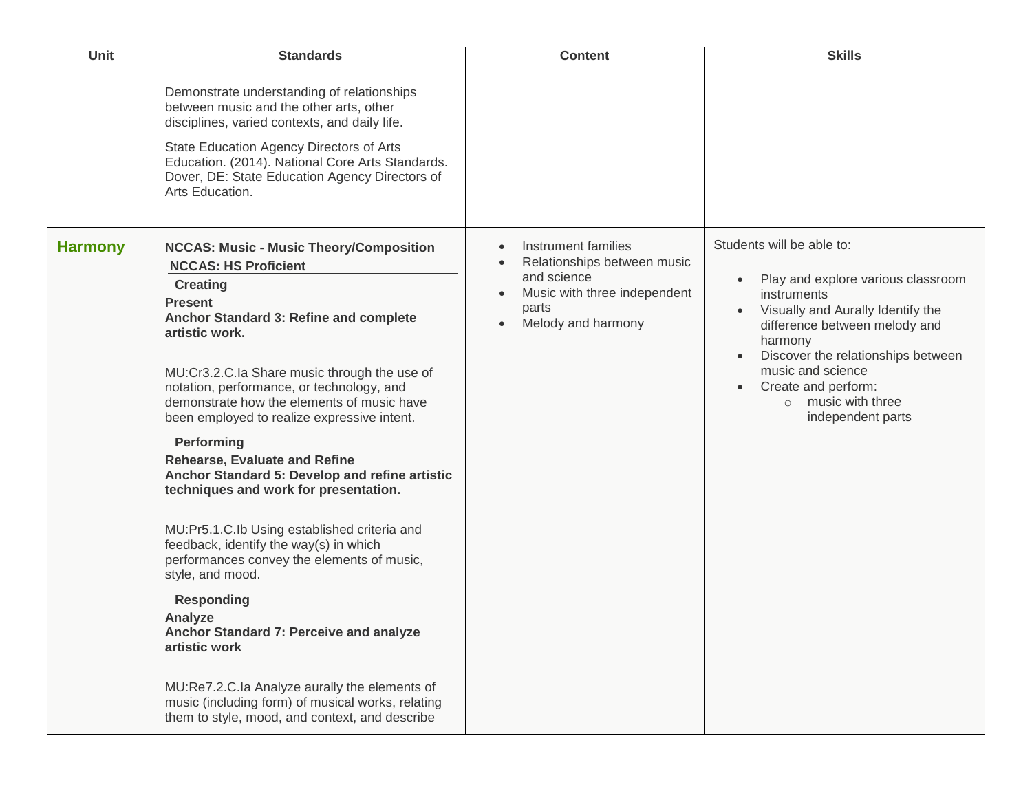| Unit | Standards | Content | Skills |
|---|---|---|---|
| | Demonstrate understanding of relationships between music and the other arts, other disciplines, varied contexts, and daily life.<br><br>State Education Agency Directors of Arts Education. (2014). National Core Arts Standards. Dover, DE: State Education Agency Directors of Arts Education. | | |
| **Harmony** | **NCCAS: Music - Music Theory/Composition**<br>**NCCAS: HS Proficient**<br>**Creating**<br>**Present**<br>**Anchor Standard 3: Refine and complete artistic work.**<br><br>MU:Cr3.2.C.Ia Share music through the use of notation, performance, or technology, and demonstrate how the elements of music have been employed to realize expressive intent.<br><br>**Performing**<br>**Rehearse, Evaluate and Refine**<br>**Anchor Standard 5: Develop and refine artistic techniques and work for presentation.**<br><br>MU:Pr5.1.C.Ib Using established criteria and feedback, identify the way(s) in which performances convey the elements of music, style, and mood.<br><br>**Responding**<br>**Analyze**<br>**Anchor Standard 7: Perceive and analyze artistic work**<br><br>MU:Re7.2.C.Ia Analyze aurally the elements of music (including form) of musical works, relating them to style, mood, and context, and describe | • Instrument families<br>• Relationships between music and science<br>• Music with three independent parts<br>• Melody and harmony | Students will be able to:<br><br>• Play and explore various classroom instruments<br>• Visually and Aurally Identify the difference between melody and harmony<br>• Discover the relationships between music and science<br>• Create and perform:<br>&nbsp;&nbsp;&nbsp;&nbsp;○ music with three independent parts |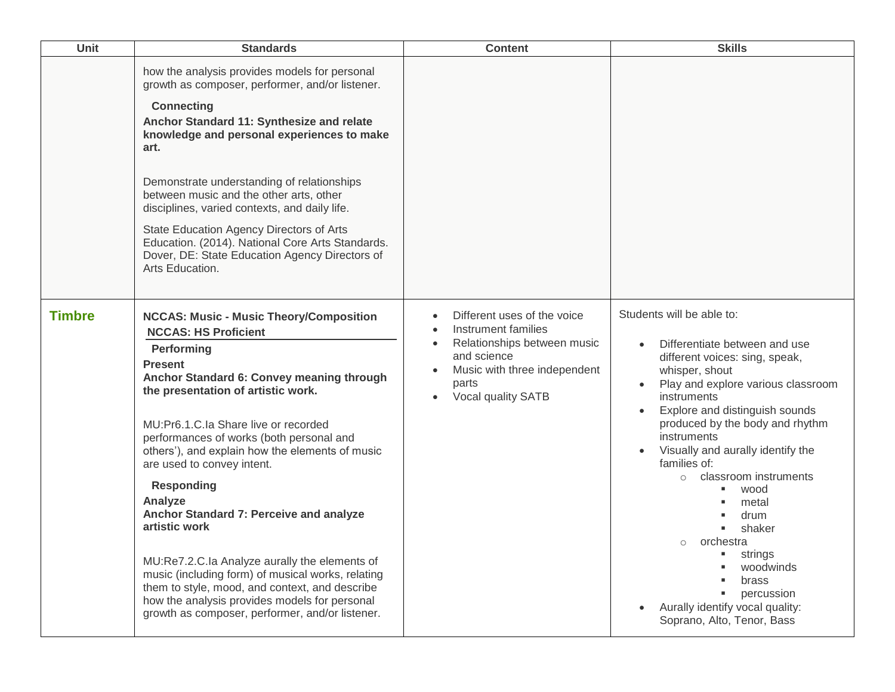| Unit | Standards | Content | Skills |
|---|---|---|---|
| | how the analysis provides models for personal growth as composer, performer, and/or listener.<br><br>**Connecting**<br>**Anchor Standard 11: Synthesize and relate knowledge and personal experiences to make art.**<br><br>Demonstrate understanding of relationships between music and the other arts, other disciplines, varied contexts, and daily life.<br><br>State Education Agency Directors of Arts Education. (2014). National Core Arts Standards. Dover, DE: State Education Agency Directors of Arts Education. | | |
| **Timbre** | **NCCAS: Music - Music Theory/Composition**<br>**NCCAS: HS Proficient**<br>**Performing**<br>**Present**<br>**Anchor Standard 6: Convey meaning through the presentation of artistic work.**<br><br>MU:Pr6.1.C.Ia Share live or recorded performances of works (both personal and others'), and explain how the elements of music are used to convey intent.<br><br>**Responding**<br>**Analyze**<br>**Anchor Standard 7: Perceive and analyze artistic work**<br><br>MU:Re7.2.C.Ia Analyze aurally the elements of music (including form) of musical works, relating them to style, mood, and context, and describe how the analysis provides models for personal growth as composer, performer, and/or listener. | • Different uses of the voice<br>• Instrument families<br>• Relationships between music and science<br>• Music with three independent parts<br>• Vocal quality SATB | Students will be able to:<br><br>• Differentiate between and use different voices: sing, speak, whisper, shout<br>• Play and explore various classroom instruments<br>• Explore and distinguish sounds produced by the body and rhythm instruments<br>• Visually and aurally identify the families of:<br>&nbsp;&nbsp;○ classroom instruments<br>&nbsp;&nbsp;&nbsp;&nbsp;▪ wood<br>&nbsp;&nbsp;&nbsp;&nbsp;▪ metal<br>&nbsp;&nbsp;&nbsp;&nbsp;▪ drum<br>&nbsp;&nbsp;&nbsp;&nbsp;▪ shaker<br>&nbsp;&nbsp;○ orchestra<br>&nbsp;&nbsp;&nbsp;&nbsp;▪ strings<br>&nbsp;&nbsp;&nbsp;&nbsp;▪ woodwinds<br>&nbsp;&nbsp;&nbsp;&nbsp;▪ brass<br>&nbsp;&nbsp;&nbsp;&nbsp;▪ percussion<br>• Aurally identify vocal quality: Soprano, Alto, Tenor, Bass |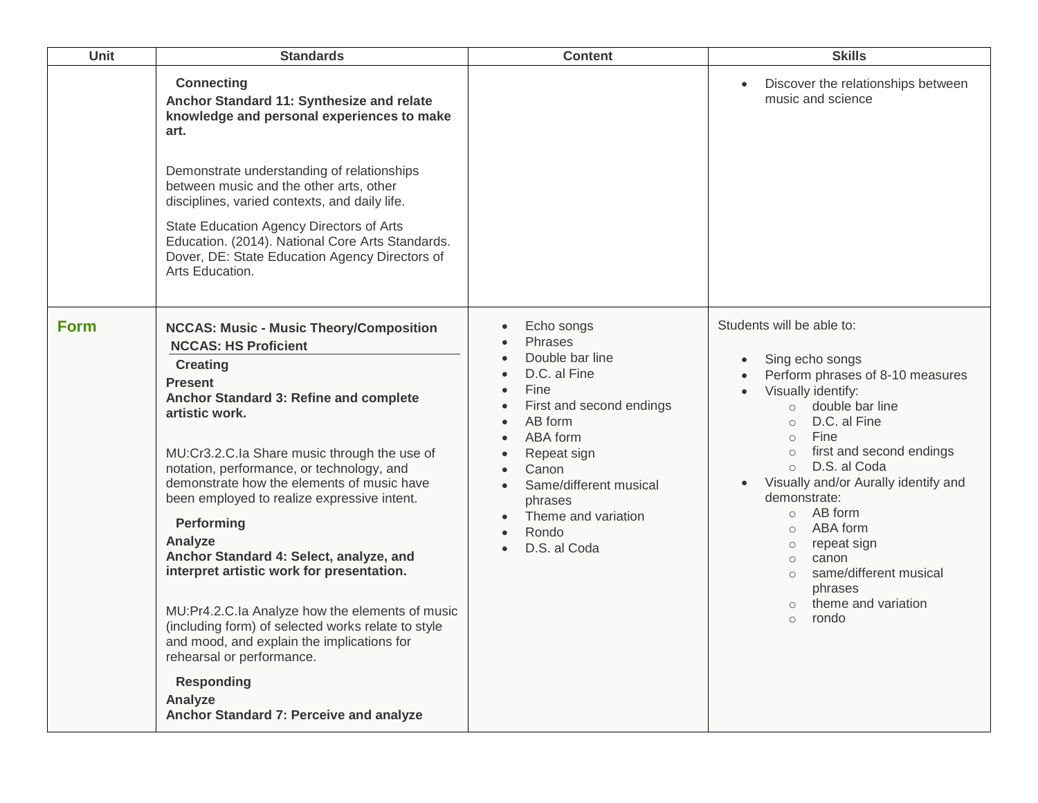| Unit | Standards | Content | Skills |
|---|---|---|---|
| | **Connecting**<br>**Anchor Standard 11: Synthesize and relate knowledge and personal experiences to make art.**<br><br>Demonstrate understanding of relationships between music and the other arts, other disciplines, varied contexts, and daily life.<br><br>State Education Agency Directors of Arts Education. (2014). National Core Arts Standards. Dover, DE: State Education Agency Directors of Arts Education. | | • Discover the relationships between music and science |
| **Form** | **NCCAS: Music - Music Theory/Composition**<br>**NCCAS: HS Proficient**<br>**Creating**<br>**Present**<br>**Anchor Standard 3: Refine and complete artistic work.**<br><br>MU:Cr3.2.C.Ia Share music through the use of notation, performance, or technology, and demonstrate how the elements of music have been employed to realize expressive intent.<br><br>**Performing**<br>**Analyze**<br>**Anchor Standard 4: Select, analyze, and interpret artistic work for presentation.**<br><br>MU:Pr4.2.C.Ia Analyze how the elements of music (including form) of selected works relate to style and mood, and explain the implications for rehearsal or performance.<br><br>**Responding**<br>**Analyze**<br>**Anchor Standard 7: Perceive and analyze** | • Echo songs<br>• Phrases<br>• Double bar line<br>• D.C. al Fine<br>• Fine<br>• First and second endings<br>• AB form<br>• ABA form<br>• Repeat sign<br>• Canon<br>• Same/different musical phrases<br>• Theme and variation<br>• Rondo<br>• D.S. al Coda | Students will be able to:<br><br>• Sing echo songs<br>• Perform phrases of 8-10 measures<br>• Visually identify:<br>&nbsp;&nbsp;○ double bar line<br>&nbsp;&nbsp;○ D.C. al Fine<br>&nbsp;&nbsp;○ Fine<br>&nbsp;&nbsp;○ first and second endings<br>&nbsp;&nbsp;○ D.S. al Coda<br>• Visually and/or Aurally identify and demonstrate:<br>&nbsp;&nbsp;○ AB form<br>&nbsp;&nbsp;○ ABA form<br>&nbsp;&nbsp;○ repeat sign<br>&nbsp;&nbsp;○ canon<br>&nbsp;&nbsp;○ same/different musical phrases<br>&nbsp;&nbsp;○ theme and variation<br>&nbsp;&nbsp;○ rondo |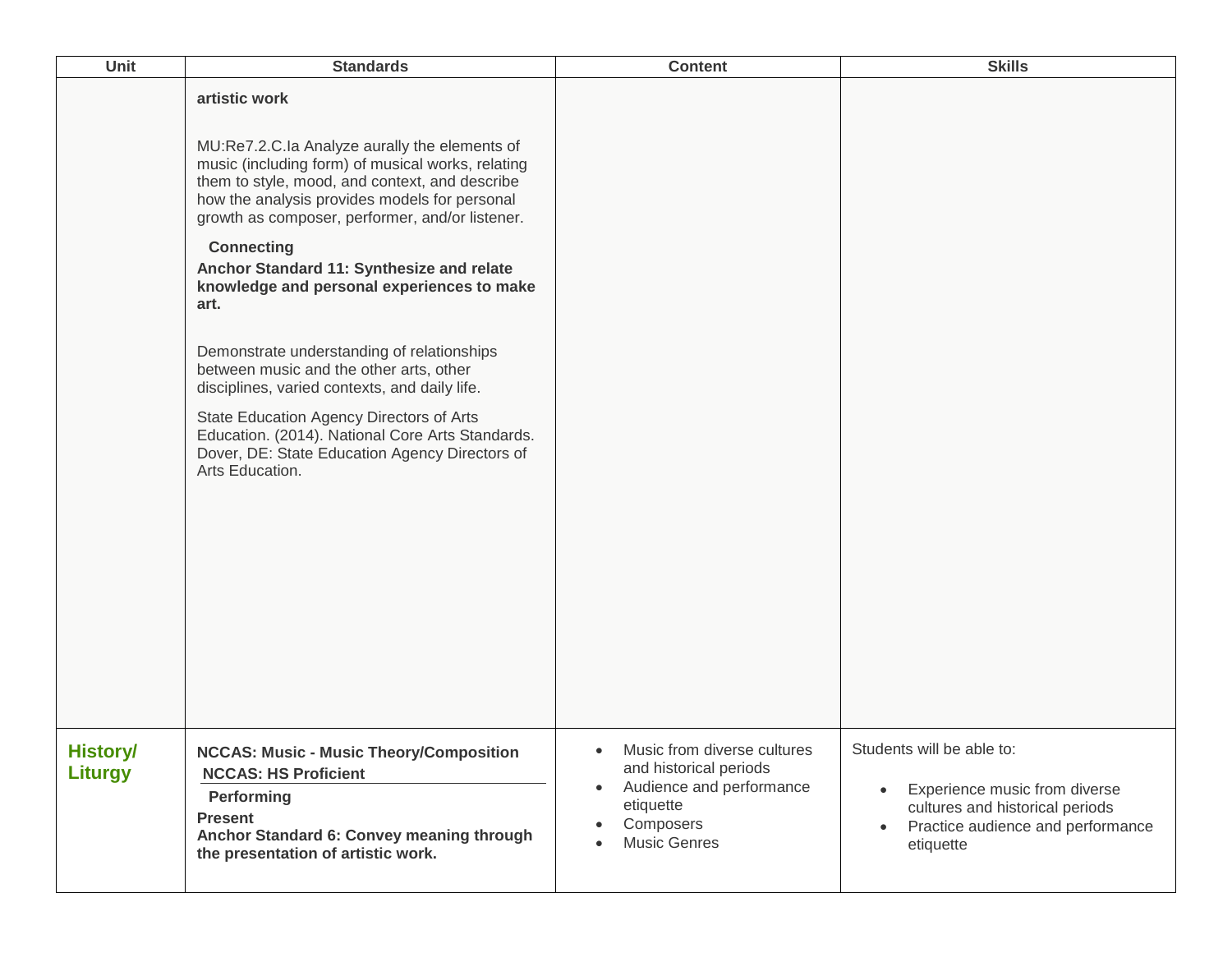| Unit | Standards | Content | Skills |
|---|---|---|---|
| | **artistic work**<br><br>MU:Re7.2.C.Ia Analyze aurally the elements of music (including form) of musical works, relating them to style, mood, and context, and describe how the analysis provides models for personal growth as composer, performer, and/or listener.<br><br>**Connecting**<br>**Anchor Standard 11: Synthesize and relate knowledge and personal experiences to make art.**<br><br>Demonstrate understanding of relationships between music and the other arts, other disciplines, varied contexts, and daily life.<br><br>State Education Agency Directors of Arts Education. (2014). National Core Arts Standards. Dover, DE: State Education Agency Directors of Arts Education. | | |
| **History/ Liturgy** | **NCCAS: Music - Music Theory/Composition**<br>**NCCAS: HS Proficient**<br>**Performing**<br>**Present**<br>**Anchor Standard 6: Convey meaning through the presentation of artistic work.** | • Music from diverse cultures and historical periods<br>• Audience and performance etiquette<br>• Composers<br>• Music Genres | Students will be able to:<br><br>• Experience music from diverse cultures and historical periods<br>• Practice audience and performance etiquette |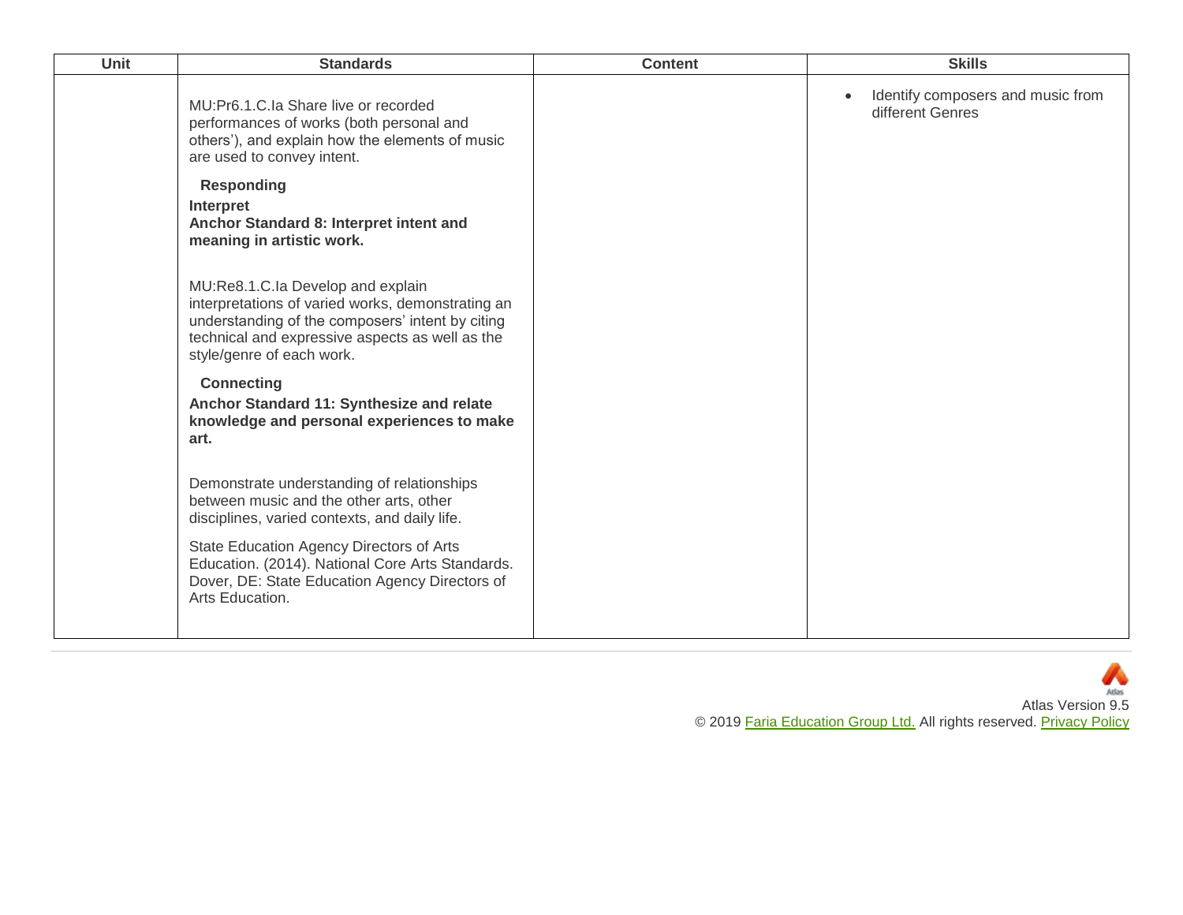| Unit | Standards | Content | Skills |
|---|---|---|---|
| | MU:Pr6.1.C.Ia Share live or recorded performances of works (both personal and others'), and explain how the elements of music are used to convey intent.<br><br>**Responding**<br>**Interpret**<br>**Anchor Standard 8: Interpret intent and meaning in artistic work.**<br><br>MU:Re8.1.C.Ia Develop and explain interpretations of varied works, demonstrating an understanding of the composers' intent by citing technical and expressive aspects as well as the style/genre of each work.<br><br>**Connecting**<br>**Anchor Standard 11: Synthesize and relate knowledge and personal experiences to make art.**<br><br>Demonstrate understanding of relationships between music and the other arts, other disciplines, varied contexts, and daily life.<br><br>State Education Agency Directors of Arts Education. (2014). National Core Arts Standards. Dover, DE: State Education Agency Directors of Arts Education. | | • Identify composers and music from different Genres |

Atlas Version 9.5
© 2019 Faria Education Group Ltd. All rights reserved. Privacy Policy